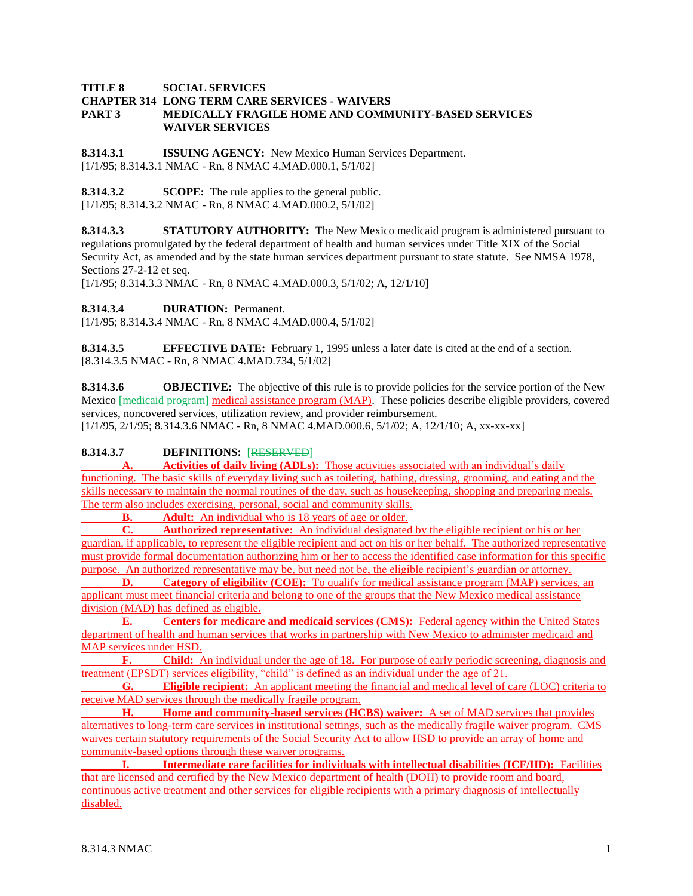**TITLE 8 SOCIAL SERVICES**
**CHAPTER 314 LONG TERM CARE SERVICES - WAIVERS**
**PART 3 MEDICALLY FRAGILE HOME AND COMMUNITY-BASED SERVICES WAIVER SERVICES**

**8.314.3.1 ISSUING AGENCY:** New Mexico Human Services Department.
[1/1/95; 8.314.3.1 NMAC - Rn, 8 NMAC 4.MAD.000.1, 5/1/02]

**8.314.3.2 SCOPE:** The rule applies to the general public.
[1/1/95; 8.314.3.2 NMAC - Rn, 8 NMAC 4.MAD.000.2, 5/1/02]

**8.314.3.3 STATUTORY AUTHORITY:** The New Mexico medicaid program is administered pursuant to regulations promulgated by the federal department of health and human services under Title XIX of the Social Security Act, as amended and by the state human services department pursuant to state statute. See NMSA 1978, Sections 27-2-12 et seq.
[1/1/95; 8.314.3.3 NMAC - Rn, 8 NMAC 4.MAD.000.3, 5/1/02; A, 12/1/10]

**8.314.3.4 DURATION:** Permanent.
[1/1/95; 8.314.3.4 NMAC - Rn, 8 NMAC 4.MAD.000.4, 5/1/02]

**8.314.3.5 EFFECTIVE DATE:** February 1, 1995 unless a later date is cited at the end of a section.
[8.314.3.5 NMAC - Rn, 8 NMAC 4.MAD.734, 5/1/02]

**8.314.3.6 OBJECTIVE:** The objective of this rule is to provide policies for the service portion of the New Mexico [~~medicaid program~~] medical assistance program (MAP). These policies describe eligible providers, covered services, noncovered services, utilization review, and provider reimbursement.
[1/1/95, 2/1/95; 8.314.3.6 NMAC - Rn, 8 NMAC 4.MAD.000.6, 5/1/02; A, 12/1/10; A, xx-xx-xx]

**8.314.3.7 DEFINITIONS:** [~~RESERVED~~]

**A. Activities of daily living (ADLs):** Those activities associated with an individual's daily functioning. The basic skills of everyday living such as toileting, bathing, dressing, grooming, and eating and the skills necessary to maintain the normal routines of the day, such as housekeeping, shopping and preparing meals. The term also includes exercising, personal, social and community skills.

**B. Adult:** An individual who is 18 years of age or older.

**C. Authorized representative:** An individual designated by the eligible recipient or his or her guardian, if applicable, to represent the eligible recipient and act on his or her behalf. The authorized representative must provide formal documentation authorizing him or her to access the identified case information for this specific purpose. An authorized representative may be, but need not be, the eligible recipient's guardian or attorney.

**D. Category of eligibility (COE):** To qualify for medical assistance program (MAP) services, an applicant must meet financial criteria and belong to one of the groups that the New Mexico medical assistance division (MAD) has defined as eligible.

**E. Centers for medicare and medicaid services (CMS):** Federal agency within the United States department of health and human services that works in partnership with New Mexico to administer medicaid and MAP services under HSD.

**F. Child:** An individual under the age of 18. For purpose of early periodic screening, diagnosis and treatment (EPSDT) services eligibility, "child" is defined as an individual under the age of 21.

**G. Eligible recipient:** An applicant meeting the financial and medical level of care (LOC) criteria to receive MAD services through the medically fragile program.

**H. Home and community-based services (HCBS) waiver:** A set of MAD services that provides alternatives to long-term care services in institutional settings, such as the medically fragile waiver program. CMS waives certain statutory requirements of the Social Security Act to allow HSD to provide an array of home and community-based options through these waiver programs.

**I. Intermediate care facilities for individuals with intellectual disabilities (ICF/IID):** Facilities that are licensed and certified by the New Mexico department of health (DOH) to provide room and board, continuous active treatment and other services for eligible recipients with a primary diagnosis of intellectually disabled.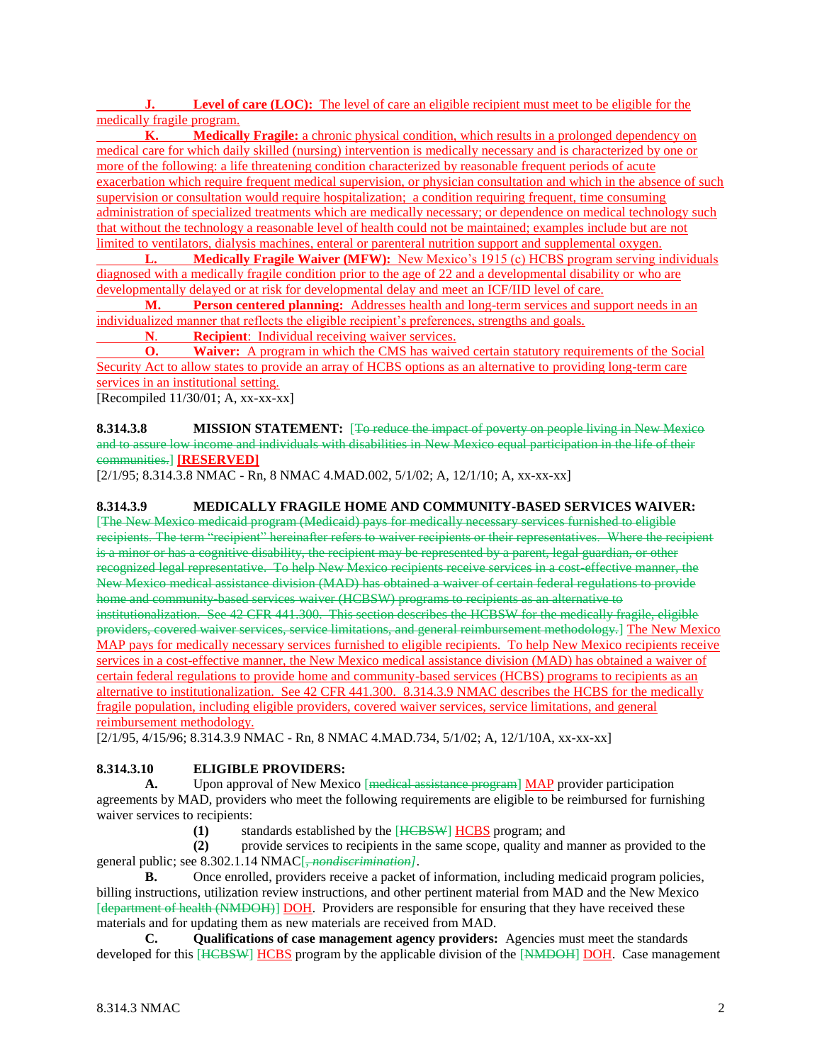**J. Level of care (LOC):** The level of care an eligible recipient must meet to be eligible for the medically fragile program.

**K. Medically Fragile:** a chronic physical condition, which results in a prolonged dependency on medical care for which daily skilled (nursing) intervention is medically necessary and is characterized by one or more of the following: a life threatening condition characterized by reasonable frequent periods of acute exacerbation which require frequent medical supervision, or physician consultation and which in the absence of such supervision or consultation would require hospitalization; a condition requiring frequent, time consuming administration of specialized treatments which are medically necessary; or dependence on medical technology such that without the technology a reasonable level of health could not be maintained; examples include but are not limited to ventilators, dialysis machines, enteral or parenteral nutrition support and supplemental oxygen.

**L. Medically Fragile Waiver (MFW):** New Mexico's 1915 (c) HCBS program serving individuals diagnosed with a medically fragile condition prior to the age of 22 and a developmental disability or who are developmentally delayed or at risk for developmental delay and meet an ICF/IID level of care.

**M. Person centered planning:** Addresses health and long-term services and support needs in an individualized manner that reflects the eligible recipient's preferences, strengths and goals.

**N. Recipient:** Individual receiving waiver services.

**O. Waiver:** A program in which the CMS has waived certain statutory requirements of the Social Security Act to allow states to provide an array of HCBS options as an alternative to providing long-term care services in an institutional setting.

[Recompiled 11/30/01; A, xx-xx-xx]

**8.314.3.8 MISSION STATEMENT:** [~~To reduce the impact of poverty on people living in New Mexico and to assure low income and individuals with disabilities in New Mexico equal participation in the life of their communities.~~] **[RESERVED]**

[2/1/95; 8.314.3.8 NMAC - Rn, 8 NMAC 4.MAD.002, 5/1/02; A, 12/1/10; A, xx-xx-xx]

**8.314.3.9 MEDICALLY FRAGILE HOME AND COMMUNITY-BASED SERVICES WAIVER:** [~~The New Mexico medicaid program (Medicaid) pays for medically necessary services furnished to eligible recipients. The term "recipient" hereinafter refers to waiver recipients or their representatives. Where the recipient is a minor or has a cognitive disability, the recipient may be represented by a parent, legal guardian, or other recognized legal representative. To help New Mexico recipients receive services in a cost-effective manner, the New Mexico medical assistance division (MAD) has obtained a waiver of certain federal regulations to provide home and community-based services waiver (HCBSW) programs to recipients as an alternative to institutionalization. See 42 CFR 441.300. This section describes the HCBSW for the medically fragile, eligible providers, covered waiver services, service limitations, and general reimbursement methodology.~~] The New Mexico MAP pays for medically necessary services furnished to eligible recipients. To help New Mexico recipients receive services in a cost-effective manner, the New Mexico medical assistance division (MAD) has obtained a waiver of certain federal regulations to provide home and community-based services (HCBS) programs to recipients as an alternative to institutionalization. See 42 CFR 441.300. 8.314.3.9 NMAC describes the HCBS for the medically fragile population, including eligible providers, covered waiver services, service limitations, and general reimbursement methodology.

[2/1/95, 4/15/96; 8.314.3.9 NMAC - Rn, 8 NMAC 4.MAD.734, 5/1/02; A, 12/1/10A, xx-xx-xx]

**8.314.3.10 ELIGIBLE PROVIDERS:**

**A.** Upon approval of New Mexico [~~medical assistance program~~] MAP provider participation agreements by MAD, providers who meet the following requirements are eligible to be reimbursed for furnishing waiver services to recipients:

**(1)** standards established by the [~~HCBSW~~] HCBS program; and

**(2)** provide services to recipients in the same scope, quality and manner as provided to the general public; see 8.302.1.14 NMAC[~~*, nondiscrimination*~~].

**B.** Once enrolled, providers receive a packet of information, including medicaid program policies, billing instructions, utilization review instructions, and other pertinent material from MAD and the New Mexico [~~department of health (NMDOH)~~] DOH. Providers are responsible for ensuring that they have received these materials and for updating them as new materials are received from MAD.

**C. Qualifications of case management agency providers:** Agencies must meet the standards developed for this [~~HCBSW~~] HCBS program by the applicable division of the [~~NMDOH~~] DOH. Case management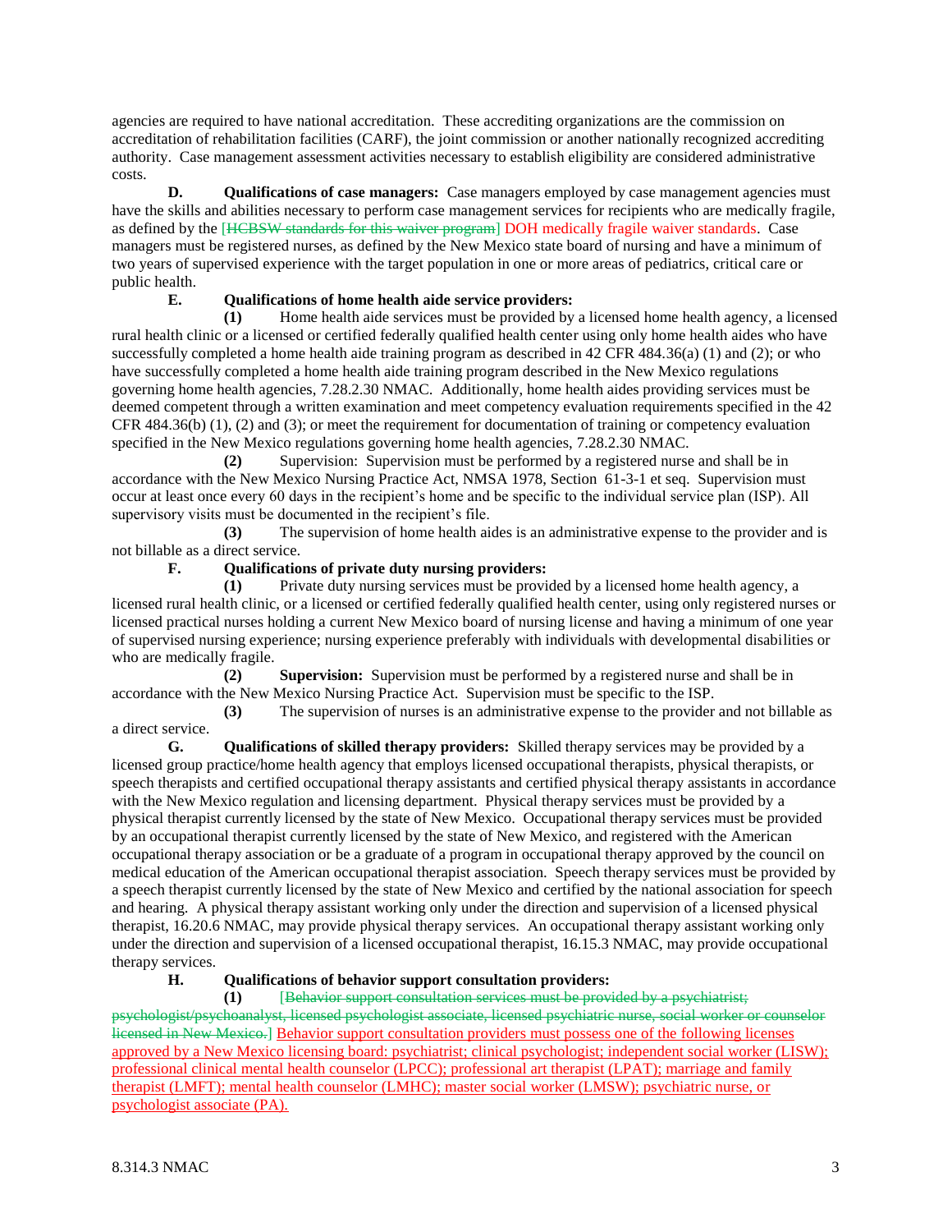agencies are required to have national accreditation. These accrediting organizations are the commission on accreditation of rehabilitation facilities (CARF), the joint commission or another nationally recognized accrediting authority. Case management assessment activities necessary to establish eligibility are considered administrative costs.

**D. Qualifications of case managers:** Case managers employed by case management agencies must have the skills and abilities necessary to perform case management services for recipients who are medically fragile, as defined by the [~~HCBSW standards for this waiver program~~] DOH medically fragile waiver standards. Case managers must be registered nurses, as defined by the New Mexico state board of nursing and have a minimum of two years of supervised experience with the target population in one or more areas of pediatrics, critical care or public health.

**E. Qualifications of home health aide service providers:**

**(1)** Home health aide services must be provided by a licensed home health agency, a licensed rural health clinic or a licensed or certified federally qualified health center using only home health aides who have successfully completed a home health aide training program as described in 42 CFR 484.36(a) (1) and (2); or who have successfully completed a home health aide training program described in the New Mexico regulations governing home health agencies, 7.28.2.30 NMAC. Additionally, home health aides providing services must be deemed competent through a written examination and meet competency evaluation requirements specified in the 42 CFR 484.36(b) (1), (2) and (3); or meet the requirement for documentation of training or competency evaluation specified in the New Mexico regulations governing home health agencies, 7.28.2.30 NMAC.

**(2)** Supervision: Supervision must be performed by a registered nurse and shall be in accordance with the New Mexico Nursing Practice Act, NMSA 1978, Section 61-3-1 et seq. Supervision must occur at least once every 60 days in the recipient's home and be specific to the individual service plan (ISP). All supervisory visits must be documented in the recipient's file.

**(3)** The supervision of home health aides is an administrative expense to the provider and is not billable as a direct service.

**F. Qualifications of private duty nursing providers:**

**(1)** Private duty nursing services must be provided by a licensed home health agency, a licensed rural health clinic, or a licensed or certified federally qualified health center, using only registered nurses or licensed practical nurses holding a current New Mexico board of nursing license and having a minimum of one year of supervised nursing experience; nursing experience preferably with individuals with developmental disabilities or who are medically fragile.

**(2) Supervision:** Supervision must be performed by a registered nurse and shall be in accordance with the New Mexico Nursing Practice Act. Supervision must be specific to the ISP.

**(3)** The supervision of nurses is an administrative expense to the provider and not billable as a direct service.

**G. Qualifications of skilled therapy providers:** Skilled therapy services may be provided by a licensed group practice/home health agency that employs licensed occupational therapists, physical therapists, or speech therapists and certified occupational therapy assistants and certified physical therapy assistants in accordance with the New Mexico regulation and licensing department. Physical therapy services must be provided by a physical therapist currently licensed by the state of New Mexico. Occupational therapy services must be provided by an occupational therapist currently licensed by the state of New Mexico, and registered with the American occupational therapy association or be a graduate of a program in occupational therapy approved by the council on medical education of the American occupational therapist association. Speech therapy services must be provided by a speech therapist currently licensed by the state of New Mexico and certified by the national association for speech and hearing. A physical therapy assistant working only under the direction and supervision of a licensed physical therapist, 16.20.6 NMAC, may provide physical therapy services. An occupational therapy assistant working only under the direction and supervision of a licensed occupational therapist, 16.15.3 NMAC, may provide occupational therapy services.

**H. Qualifications of behavior support consultation providers:**

**(1)** [~~Behavior support consultation services must be provided by a psychiatrist; psychologist/psychoanalyst, licensed psychologist associate, licensed psychiatric nurse, social worker or counselor licensed in New Mexico.~~] <u>Behavior support consultation providers must possess one of the following licenses approved by a New Mexico licensing board: psychiatrist; clinical psychologist; independent social worker (LISW); professional clinical mental health counselor (LPCC); professional art therapist (LPAT); marriage and family therapist (LMFT); mental health counselor (LMHC); master social worker (LMSW); psychiatric nurse, or psychologist associate (PA).</u>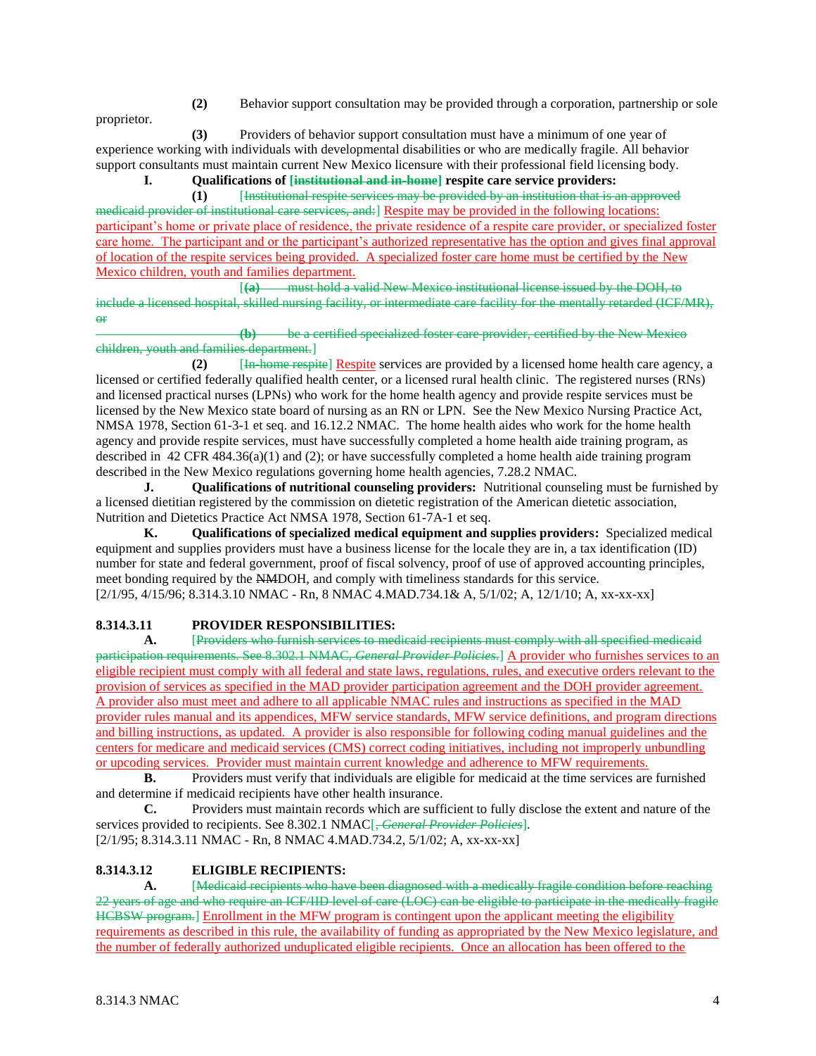(2) Behavior support consultation may be provided through a corporation, partnership or sole proprietor.

(3) Providers of behavior support consultation must have a minimum of one year of experience working with individuals with developmental disabilities or who are medically fragile. All behavior support consultants must maintain current New Mexico licensure with their professional field licensing body.

**I. Qualifications of [institutional and in-home] respite care service providers:**

(1) [Institutional respite services may be provided by an institution that is an approved medicaid provider of institutional care services, and:] Respite may be provided in the following locations: participant's home or private place of residence, the private residence of a respite care provider, or specialized foster care home. The participant and or the participant's authorized representative has the option and gives final approval of location of the respite services being provided. A specialized foster care home must be certified by the New Mexico children, youth and families department.

[(a) must hold a valid New Mexico institutional license issued by the DOH, to include a licensed hospital, skilled nursing facility, or intermediate care facility for the mentally retarded (ICF/MR), or

(b) be a certified specialized foster care provider, certified by the New Mexico children, youth and families department.]

(2) [In-home respite] Respite services are provided by a licensed home health care agency, a licensed or certified federally qualified health center, or a licensed rural health clinic. The registered nurses (RNs) and licensed practical nurses (LPNs) who work for the home health agency and provide respite services must be licensed by the New Mexico state board of nursing as an RN or LPN. See the New Mexico Nursing Practice Act, NMSA 1978, Section 61-3-1 et seq. and 16.12.2 NMAC. The home health aides who work for the home health agency and provide respite services, must have successfully completed a home health aide training program, as described in 42 CFR 484.36(a)(1) and (2); or have successfully completed a home health aide training program described in the New Mexico regulations governing home health agencies, 7.28.2 NMAC.

**J. Qualifications of nutritional counseling providers:** Nutritional counseling must be furnished by a licensed dietitian registered by the commission on dietetic registration of the American dietetic association, Nutrition and Dietetics Practice Act NMSA 1978, Section 61-7A-1 et seq.

**K. Qualifications of specialized medical equipment and supplies providers:** Specialized medical equipment and supplies providers must have a business license for the locale they are in, a tax identification (ID) number for state and federal government, proof of fiscal solvency, proof of use of approved accounting principles, meet bonding required by the NMDOH, and comply with timeliness standards for this service.

[2/1/95, 4/15/96; 8.314.3.10 NMAC - Rn, 8 NMAC 4.MAD.734.1& A, 5/1/02; A, 12/1/10; A, xx-xx-xx]

## 8.314.3.11 PROVIDER RESPONSIBILITIES:

**A.** [Providers who furnish services to medicaid recipients must comply with all specified medicaid participation requirements. See 8.302.1 NMAC, *General Provider Policies*.] A provider who furnishes services to an eligible recipient must comply with all federal and state laws, regulations, rules, and executive orders relevant to the provision of services as specified in the MAD provider participation agreement and the DOH provider agreement. A provider also must meet and adhere to all applicable NMAC rules and instructions as specified in the MAD provider rules manual and its appendices, MFW service standards, MFW service definitions, and program directions and billing instructions, as updated. A provider is also responsible for following coding manual guidelines and the centers for medicare and medicaid services (CMS) correct coding initiatives, including not improperly unbundling or upcoding services. Provider must maintain current knowledge and adherence to MFW requirements.

**B.** Providers must verify that individuals are eligible for medicaid at the time services are furnished and determine if medicaid recipients have other health insurance.

**C.** Providers must maintain records which are sufficient to fully disclose the extent and nature of the services provided to recipients. See 8.302.1 NMAC[, *General Provider Policies*].

[2/1/95; 8.314.3.11 NMAC - Rn, 8 NMAC 4.MAD.734.2, 5/1/02; A, xx-xx-xx]

## 8.314.3.12 ELIGIBLE RECIPIENTS:

**A.** [Medicaid recipients who have been diagnosed with a medically fragile condition before reaching 22 years of age and who require an ICF/IID level of care (LOC) can be eligible to participate in the medically fragile HCBSW program.] Enrollment in the MFW program is contingent upon the applicant meeting the eligibility requirements as described in this rule, the availability of funding as appropriated by the New Mexico legislature, and the number of federally authorized unduplicated eligible recipients. Once an allocation has been offered to the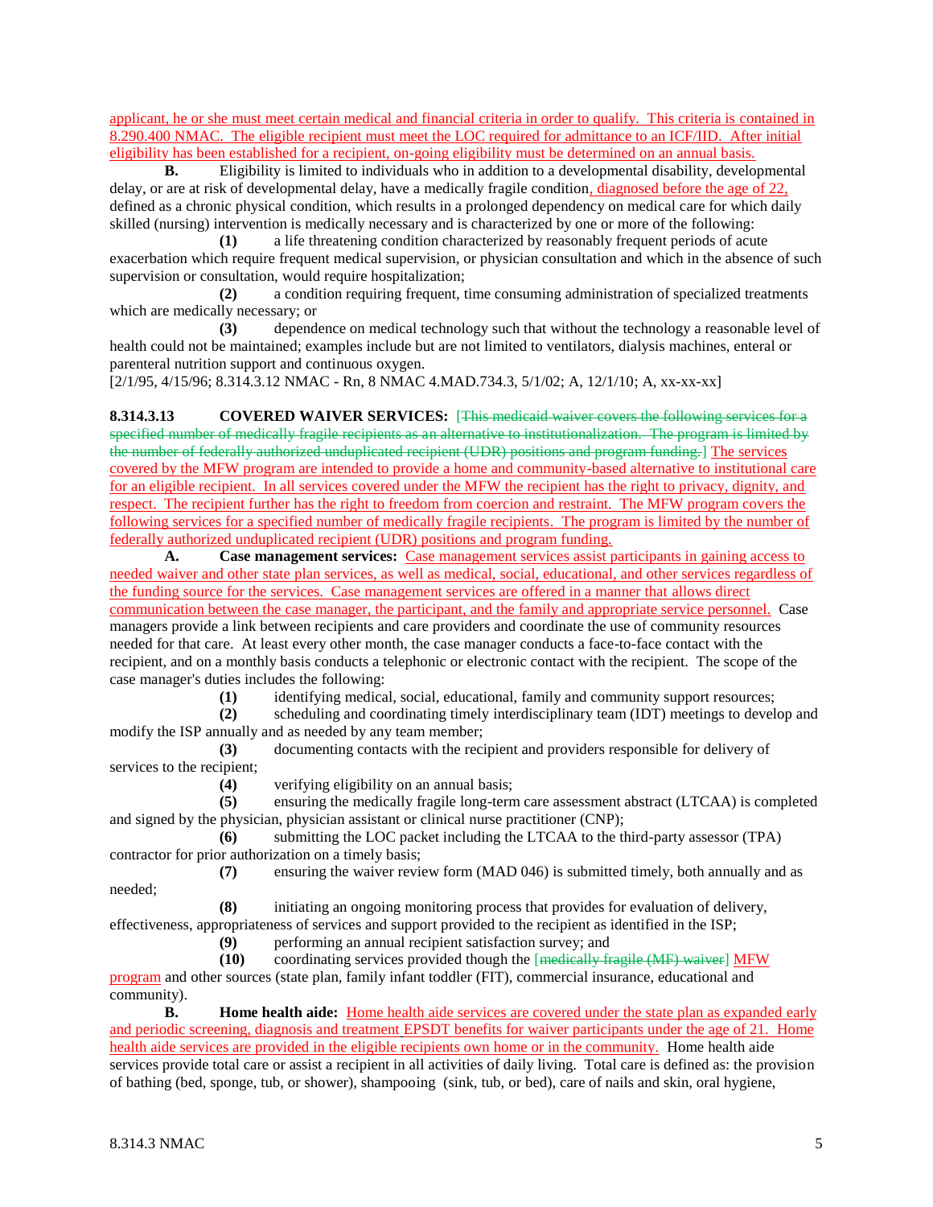applicant, he or she must meet certain medical and financial criteria in order to qualify. This criteria is contained in 8.290.400 NMAC. The eligible recipient must meet the LOC required for admittance to an ICF/IID. After initial eligibility has been established for a recipient, on-going eligibility must be determined on an annual basis.

**B.** Eligibility is limited to individuals who in addition to a developmental disability, developmental delay, or are at risk of developmental delay, have a medically fragile condition, diagnosed before the age of 22, defined as a chronic physical condition, which results in a prolonged dependency on medical care for which daily skilled (nursing) intervention is medically necessary and is characterized by one or more of the following:

**(1)** a life threatening condition characterized by reasonably frequent periods of acute exacerbation which require frequent medical supervision, or physician consultation and which in the absence of such supervision or consultation, would require hospitalization;

**(2)** a condition requiring frequent, time consuming administration of specialized treatments which are medically necessary; or

**(3)** dependence on medical technology such that without the technology a reasonable level of health could not be maintained; examples include but are not limited to ventilators, dialysis machines, enteral or parenteral nutrition support and continuous oxygen.

[2/1/95, 4/15/96; 8.314.3.12 NMAC - Rn, 8 NMAC 4.MAD.734.3, 5/1/02; A, 12/1/10; A, xx-xx-xx]

**8.314.3.13 COVERED WAIVER SERVICES:** [~~This medicaid waiver covers the following services for a specified number of medically fragile recipients as an alternative to institutionalization. The program is limited by the number of federally authorized unduplicated recipient (UDR) positions and program funding.~~] The services covered by the MFW program are intended to provide a home and community-based alternative to institutional care for an eligible recipient. In all services covered under the MFW the recipient has the right to privacy, dignity, and respect. The recipient further has the right to freedom from coercion and restraint. The MFW program covers the following services for a specified number of medically fragile recipients. The program is limited by the number of federally authorized unduplicated recipient (UDR) positions and program funding.

**A. Case management services:** Case management services assist participants in gaining access to needed waiver and other state plan services, as well as medical, social, educational, and other services regardless of the funding source for the services. Case management services are offered in a manner that allows direct communication between the case manager, the participant, and the family and appropriate service personnel. Case managers provide a link between recipients and care providers and coordinate the use of community resources needed for that care. At least every other month, the case manager conducts a face-to-face contact with the recipient, and on a monthly basis conducts a telephonic or electronic contact with the recipient. The scope of the case manager's duties includes the following:

**(1)** identifying medical, social, educational, family and community support resources;

**(2)** scheduling and coordinating timely interdisciplinary team (IDT) meetings to develop and modify the ISP annually and as needed by any team member;

**(3)** documenting contacts with the recipient and providers responsible for delivery of services to the recipient;

**(4)** verifying eligibility on an annual basis;

**(5)** ensuring the medically fragile long-term care assessment abstract (LTCAA) is completed and signed by the physician, physician assistant or clinical nurse practitioner (CNP);

**(6)** submitting the LOC packet including the LTCAA to the third-party assessor (TPA) contractor for prior authorization on a timely basis;

**(7)** ensuring the waiver review form (MAD 046) is submitted timely, both annually and as needed;

**(8)** initiating an ongoing monitoring process that provides for evaluation of delivery, effectiveness, appropriateness of services and support provided to the recipient as identified in the ISP;

**(9)** performing an annual recipient satisfaction survey; and

**(10)** coordinating services provided though the [~~medically fragile (MF) waiver~~] MFW program and other sources (state plan, family infant toddler (FIT), commercial insurance, educational and community).

**B. Home health aide:** Home health aide services are covered under the state plan as expanded early and periodic screening, diagnosis and treatment EPSDT benefits for waiver participants under the age of 21. Home health aide services are provided in the eligible recipients own home or in the community. Home health aide services provide total care or assist a recipient in all activities of daily living. Total care is defined as: the provision of bathing (bed, sponge, tub, or shower), shampooing (sink, tub, or bed), care of nails and skin, oral hygiene,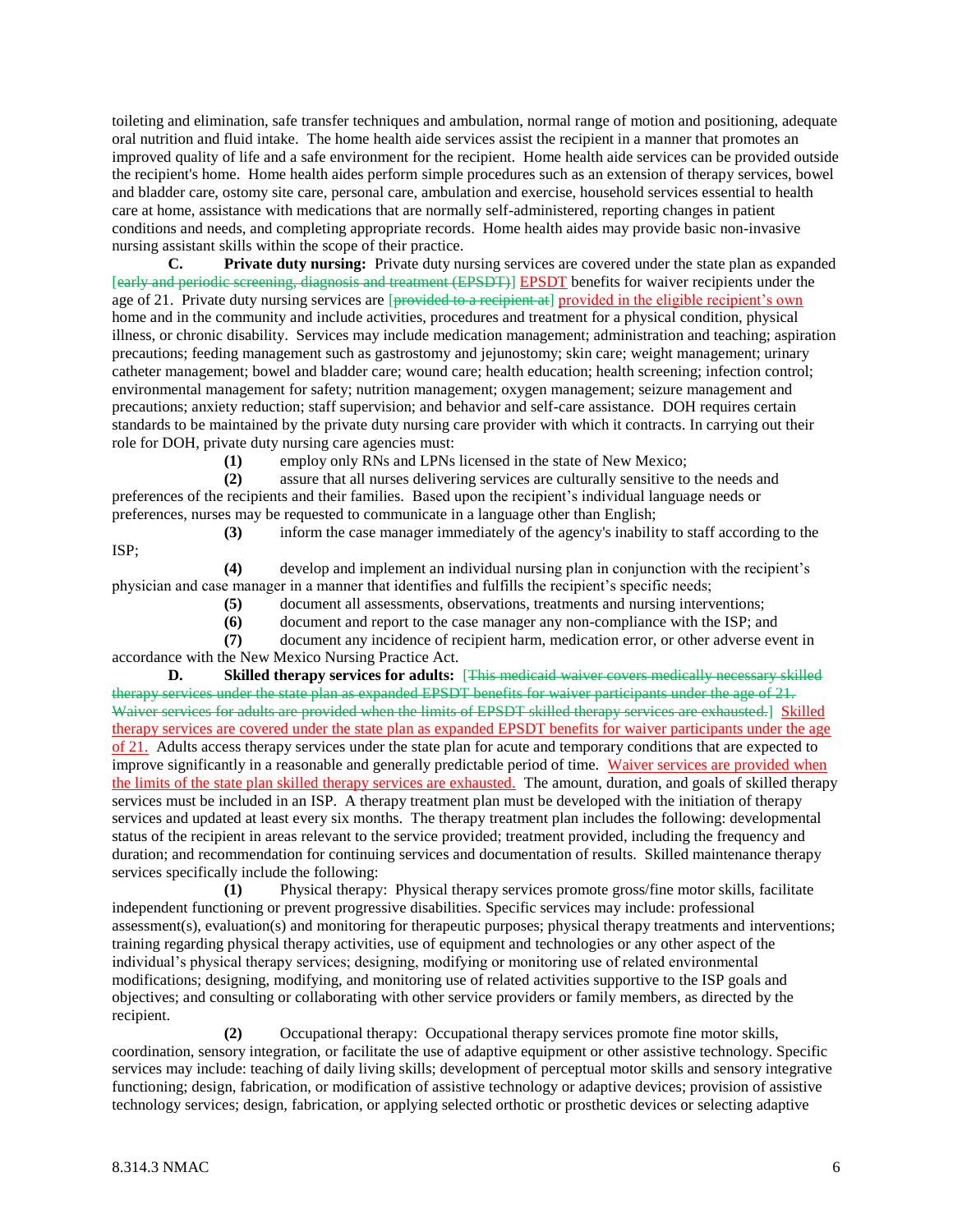toileting and elimination, safe transfer techniques and ambulation, normal range of motion and positioning, adequate oral nutrition and fluid intake. The home health aide services assist the recipient in a manner that promotes an improved quality of life and a safe environment for the recipient. Home health aide services can be provided outside the recipient's home. Home health aides perform simple procedures such as an extension of therapy services, bowel and bladder care, ostomy site care, personal care, ambulation and exercise, household services essential to health care at home, assistance with medications that are normally self-administered, reporting changes in patient conditions and needs, and completing appropriate records. Home health aides may provide basic non-invasive nursing assistant skills within the scope of their practice.

**C. Private duty nursing:** Private duty nursing services are covered under the state plan as expanded [~~early and periodic screening, diagnosis and treatment (EPSDT)~~] EPSDT benefits for waiver recipients under the age of 21. Private duty nursing services are [~~provided to a recipient at~~] provided in the eligible recipient's own home and in the community and include activities, procedures and treatment for a physical condition, physical illness, or chronic disability. Services may include medication management; administration and teaching; aspiration precautions; feeding management such as gastrostomy and jejunostomy; skin care; weight management; urinary catheter management; bowel and bladder care; wound care; health education; health screening; infection control; environmental management for safety; nutrition management; oxygen management; seizure management and precautions; anxiety reduction; staff supervision; and behavior and self-care assistance. DOH requires certain standards to be maintained by the private duty nursing care provider with which it contracts. In carrying out their role for DOH, private duty nursing care agencies must:

**(1)** employ only RNs and LPNs licensed in the state of New Mexico;

**(2)** assure that all nurses delivering services are culturally sensitive to the needs and preferences of the recipients and their families. Based upon the recipient's individual language needs or preferences, nurses may be requested to communicate in a language other than English;

**(3)** inform the case manager immediately of the agency's inability to staff according to the ISP;

**(4)** develop and implement an individual nursing plan in conjunction with the recipient's physician and case manager in a manner that identifies and fulfills the recipient's specific needs;

**(5)** document all assessments, observations, treatments and nursing interventions;

**(6)** document and report to the case manager any non-compliance with the ISP; and

**(7)** document any incidence of recipient harm, medication error, or other adverse event in accordance with the New Mexico Nursing Practice Act.

**D. Skilled therapy services for adults:** [~~This medicaid waiver covers medically necessary skilled therapy services under the state plan as expanded EPSDT benefits for waiver participants under the age of 21. Waiver services for adults are provided when the limits of EPSDT skilled therapy services are exhausted.~~] Skilled therapy services are covered under the state plan as expanded EPSDT benefits for waiver participants under the age of 21. Adults access therapy services under the state plan for acute and temporary conditions that are expected to improve significantly in a reasonable and generally predictable period of time. Waiver services are provided when the limits of the state plan skilled therapy services are exhausted. The amount, duration, and goals of skilled therapy services must be included in an ISP. A therapy treatment plan must be developed with the initiation of therapy services and updated at least every six months. The therapy treatment plan includes the following: developmental status of the recipient in areas relevant to the service provided; treatment provided, including the frequency and duration; and recommendation for continuing services and documentation of results. Skilled maintenance therapy services specifically include the following:

**(1)** Physical therapy: Physical therapy services promote gross/fine motor skills, facilitate independent functioning or prevent progressive disabilities. Specific services may include: professional assessment(s), evaluation(s) and monitoring for therapeutic purposes; physical therapy treatments and interventions; training regarding physical therapy activities, use of equipment and technologies or any other aspect of the individual's physical therapy services; designing, modifying or monitoring use of related environmental modifications; designing, modifying, and monitoring use of related activities supportive to the ISP goals and objectives; and consulting or collaborating with other service providers or family members, as directed by the recipient.

**(2)** Occupational therapy: Occupational therapy services promote fine motor skills, coordination, sensory integration, or facilitate the use of adaptive equipment or other assistive technology. Specific services may include: teaching of daily living skills; development of perceptual motor skills and sensory integrative functioning; design, fabrication, or modification of assistive technology or adaptive devices; provision of assistive technology services; design, fabrication, or applying selected orthotic or prosthetic devices or selecting adaptive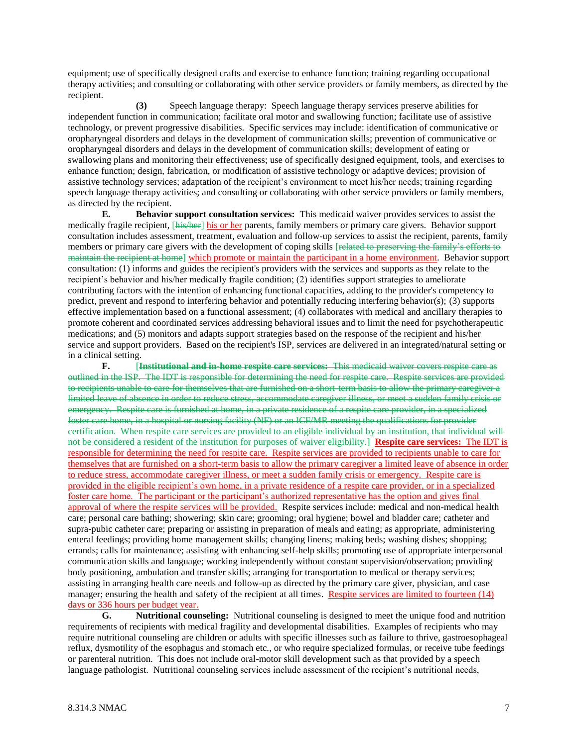equipment; use of specifically designed crafts and exercise to enhance function; training regarding occupational therapy activities; and consulting or collaborating with other service providers or family members, as directed by the recipient.

**(3)** Speech language therapy: Speech language therapy services preserve abilities for independent function in communication; facilitate oral motor and swallowing function; facilitate use of assistive technology, or prevent progressive disabilities. Specific services may include: identification of communicative or oropharyngeal disorders and delays in the development of communication skills; prevention of communicative or oropharyngeal disorders and delays in the development of communication skills; development of eating or swallowing plans and monitoring their effectiveness; use of specifically designed equipment, tools, and exercises to enhance function; design, fabrication, or modification of assistive technology or adaptive devices; provision of assistive technology services; adaptation of the recipient's environment to meet his/her needs; training regarding speech language therapy activities; and consulting or collaborating with other service providers or family members, as directed by the recipient.

**E. Behavior support consultation services:** This medicaid waiver provides services to assist the medically fragile recipient, [~~his/her~~] his or her parents, family members or primary care givers. Behavior support consultation includes assessment, treatment, evaluation and follow-up services to assist the recipient, parents, family members or primary care givers with the development of coping skills [~~related to preserving the family's efforts to maintain the recipient at home~~] which promote or maintain the participant in a home environment. Behavior support consultation: (1) informs and guides the recipient's providers with the services and supports as they relate to the recipient's behavior and his/her medically fragile condition; (2) identifies support strategies to ameliorate contributing factors with the intention of enhancing functional capacities, adding to the provider's competency to predict, prevent and respond to interfering behavior and potentially reducing interfering behavior(s); (3) supports effective implementation based on a functional assessment; (4) collaborates with medical and ancillary therapies to promote coherent and coordinated services addressing behavioral issues and to limit the need for psychotherapeutic medications; and (5) monitors and adapts support strategies based on the response of the recipient and his/her service and support providers. Based on the recipient's ISP, services are delivered in an integrated/natural setting or in a clinical setting.

**F.** [~~**Institutional and in-home respite care services:** This medicaid waiver covers respite care as outlined in the ISP. The IDT is responsible for determining the need for respite care. Respite services are provided to recipients unable to care for themselves that are furnished on a short-term basis to allow the primary caregiver a limited leave of absence in order to reduce stress, accommodate caregiver illness, or meet a sudden family crisis or emergency. Respite care is furnished at home, in a private residence of a respite care provider, in a specialized foster care home, in a hospital or nursing facility (NF) or an ICF/MR meeting the qualifications for provider certification. When respite care services are provided to an eligible individual by an institution, that individual will not be considered a resident of the institution for purposes of waiver eligibility.~~] **Respite care services:** The IDT is responsible for determining the need for respite care. Respite services are provided to recipients unable to care for themselves that are furnished on a short-term basis to allow the primary caregiver a limited leave of absence in order to reduce stress, accommodate caregiver illness, or meet a sudden family crisis or emergency. Respite care is provided in the eligible recipient's own home, in a private residence of a respite care provider, or in a specialized foster care home. The participant or the participant's authorized representative has the option and gives final approval of where the respite services will be provided. Respite services include: medical and non-medical health care; personal care bathing; showering; skin care; grooming; oral hygiene; bowel and bladder care; catheter and supra-pubic catheter care; preparing or assisting in preparation of meals and eating; as appropriate, administering enteral feedings; providing home management skills; changing linens; making beds; washing dishes; shopping; errands; calls for maintenance; assisting with enhancing self-help skills; promoting use of appropriate interpersonal communication skills and language; working independently without constant supervision/observation; providing body positioning, ambulation and transfer skills; arranging for transportation to medical or therapy services; assisting in arranging health care needs and follow-up as directed by the primary care giver, physician, and case manager; ensuring the health and safety of the recipient at all times. Respite services are limited to fourteen (14) days or 336 hours per budget year.

**G. Nutritional counseling:** Nutritional counseling is designed to meet the unique food and nutrition requirements of recipients with medical fragility and developmental disabilities. Examples of recipients who may require nutritional counseling are children or adults with specific illnesses such as failure to thrive, gastroesophageal reflux, dysmotility of the esophagus and stomach etc., or who require specialized formulas, or receive tube feedings or parenteral nutrition. This does not include oral-motor skill development such as that provided by a speech language pathologist. Nutritional counseling services include assessment of the recipient's nutritional needs,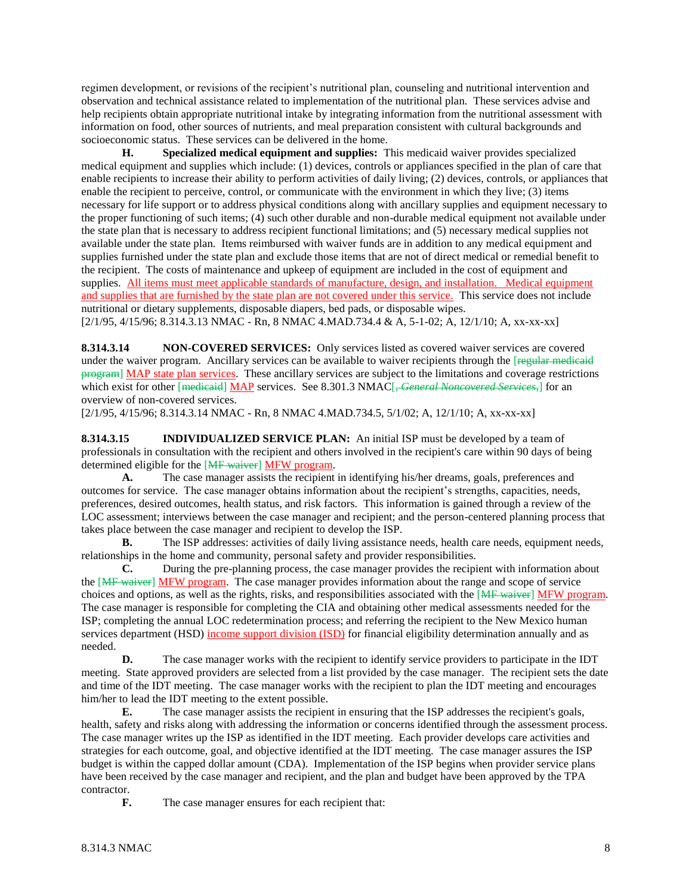regimen development, or revisions of the recipient's nutritional plan, counseling and nutritional intervention and observation and technical assistance related to implementation of the nutritional plan. These services advise and help recipients obtain appropriate nutritional intake by integrating information from the nutritional assessment with information on food, other sources of nutrients, and meal preparation consistent with cultural backgrounds and socioeconomic status. These services can be delivered in the home.

**H. Specialized medical equipment and supplies:** This medicaid waiver provides specialized medical equipment and supplies which include: (1) devices, controls or appliances specified in the plan of care that enable recipients to increase their ability to perform activities of daily living; (2) devices, controls, or appliances that enable the recipient to perceive, control, or communicate with the environment in which they live; (3) items necessary for life support or to address physical conditions along with ancillary supplies and equipment necessary to the proper functioning of such items; (4) such other durable and non-durable medical equipment not available under the state plan that is necessary to address recipient functional limitations; and (5) necessary medical supplies not available under the state plan. Items reimbursed with waiver funds are in addition to any medical equipment and supplies furnished under the state plan and exclude those items that are not of direct medical or remedial benefit to the recipient. The costs of maintenance and upkeep of equipment are included in the cost of equipment and supplies. All items must meet applicable standards of manufacture, design, and installation. Medical equipment and supplies that are furnished by the state plan are not covered under this service. This service does not include nutritional or dietary supplements, disposable diapers, bed pads, or disposable wipes.
[2/1/95, 4/15/96; 8.314.3.13 NMAC - Rn, 8 NMAC 4.MAD.734.4 & A, 5-1-02; A, 12/1/10; A, xx-xx-xx]

**8.314.3.14 NON-COVERED SERVICES:** Only services listed as covered waiver services are covered under the waiver program. Ancillary services can be available to waiver recipients through the [~~regular medicaid program~~] MAP state plan services. These ancillary services are subject to the limitations and coverage restrictions which exist for other [~~medicaid~~] MAP services. See 8.301.3 NMAC[~~, *General Noncovered Services*,~~] for an overview of non-covered services.
[2/1/95, 4/15/96; 8.314.3.14 NMAC - Rn, 8 NMAC 4.MAD.734.5, 5/1/02; A, 12/1/10; A, xx-xx-xx]

**8.314.3.15 INDIVIDUALIZED SERVICE PLAN:** An initial ISP must be developed by a team of professionals in consultation with the recipient and others involved in the recipient's care within 90 days of being determined eligible for the [~~MF waiver~~] MFW program.

**A.** The case manager assists the recipient in identifying his/her dreams, goals, preferences and outcomes for service. The case manager obtains information about the recipient's strengths, capacities, needs, preferences, desired outcomes, health status, and risk factors. This information is gained through a review of the LOC assessment; interviews between the case manager and recipient; and the person-centered planning process that takes place between the case manager and recipient to develop the ISP.

**B.** The ISP addresses: activities of daily living assistance needs, health care needs, equipment needs, relationships in the home and community, personal safety and provider responsibilities.

**C.** During the pre-planning process, the case manager provides the recipient with information about the [~~MF waiver~~] MFW program. The case manager provides information about the range and scope of service choices and options, as well as the rights, risks, and responsibilities associated with the [~~MF waiver~~] MFW program. The case manager is responsible for completing the CIA and obtaining other medical assessments needed for the ISP; completing the annual LOC redetermination process; and referring the recipient to the New Mexico human services department (HSD) income support division (ISD) for financial eligibility determination annually and as needed.

**D.** The case manager works with the recipient to identify service providers to participate in the IDT meeting. State approved providers are selected from a list provided by the case manager. The recipient sets the date and time of the IDT meeting. The case manager works with the recipient to plan the IDT meeting and encourages him/her to lead the IDT meeting to the extent possible.

**E.** The case manager assists the recipient in ensuring that the ISP addresses the recipient's goals, health, safety and risks along with addressing the information or concerns identified through the assessment process. The case manager writes up the ISP as identified in the IDT meeting. Each provider develops care activities and strategies for each outcome, goal, and objective identified at the IDT meeting. The case manager assures the ISP budget is within the capped dollar amount (CDA). Implementation of the ISP begins when provider service plans have been received by the case manager and recipient, and the plan and budget have been approved by the TPA contractor.

**F.** The case manager ensures for each recipient that: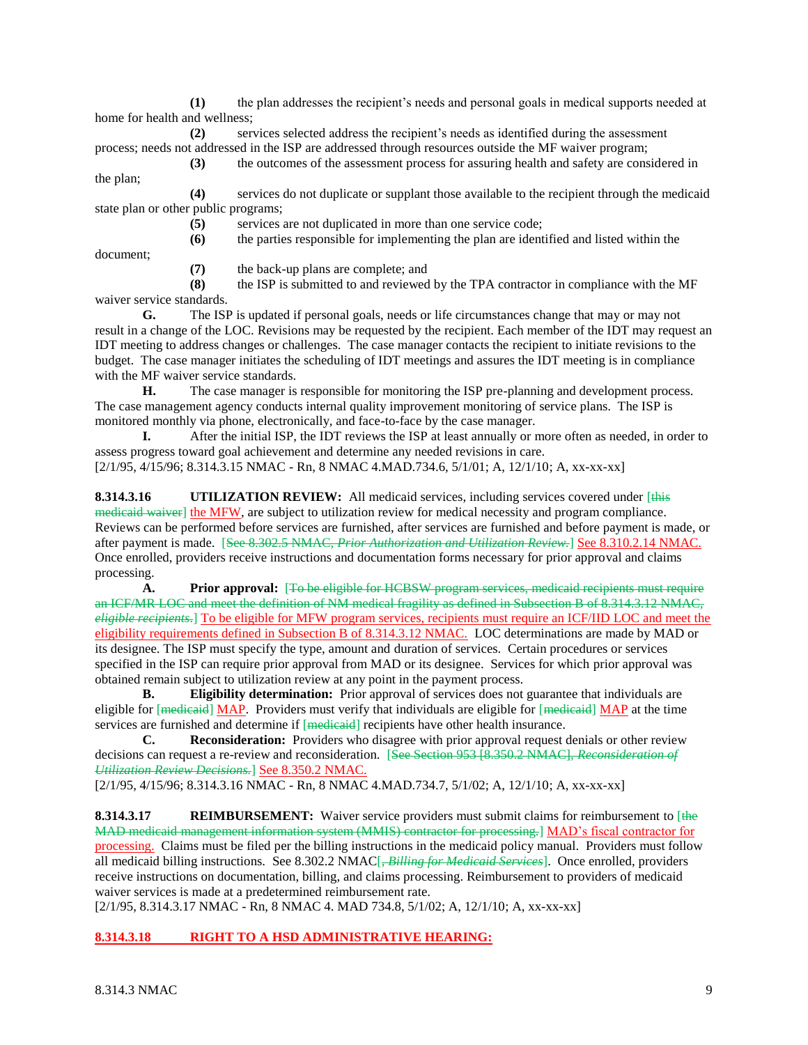**(1)** the plan addresses the recipient's needs and personal goals in medical supports needed at home for health and wellness;

**(2)** services selected address the recipient's needs as identified during the assessment process; needs not addressed in the ISP are addressed through resources outside the MF waiver program;

**(3)** the outcomes of the assessment process for assuring health and safety are considered in the plan;

**(4)** services do not duplicate or supplant those available to the recipient through the medicaid state plan or other public programs;

**(5)** services are not duplicated in more than one service code;

**(6)** the parties responsible for implementing the plan are identified and listed within the document;

**(7)** the back-up plans are complete; and

**(8)** the ISP is submitted to and reviewed by the TPA contractor in compliance with the MF waiver service standards.

**G.** The ISP is updated if personal goals, needs or life circumstances change that may or may not result in a change of the LOC. Revisions may be requested by the recipient. Each member of the IDT may request an IDT meeting to address changes or challenges. The case manager contacts the recipient to initiate revisions to the budget. The case manager initiates the scheduling of IDT meetings and assures the IDT meeting is in compliance with the MF waiver service standards.

**H.** The case manager is responsible for monitoring the ISP pre-planning and development process. The case management agency conducts internal quality improvement monitoring of service plans. The ISP is monitored monthly via phone, electronically, and face-to-face by the case manager.

**I.** After the initial ISP, the IDT reviews the ISP at least annually or more often as needed, in order to assess progress toward goal achievement and determine any needed revisions in care.

[2/1/95, 4/15/96; 8.314.3.15 NMAC - Rn, 8 NMAC 4.MAD.734.6, 5/1/01; A, 12/1/10; A, xx-xx-xx]

**8.314.3.16 UTILIZATION REVIEW:** All medicaid services, including services covered under [~~this medicaid waiver~~] the MFW, are subject to utilization review for medical necessity and program compliance. Reviews can be performed before services are furnished, after services are furnished and before payment is made, or after payment is made. [~~See 8.302.5 NMAC, *Prior Authorization and Utilization Review.*~~] See 8.310.2.14 NMAC. Once enrolled, providers receive instructions and documentation forms necessary for prior approval and claims processing.

**A. Prior approval:** [~~To be eligible for HCBSW program services, medicaid recipients must require an ICF/MR LOC and meet the definition of NM medical fragility as defined in Subsection B of 8.314.3.12 NMAC, *eligible recipients.*~~] To be eligible for MFW program services, recipients must require an ICF/IID LOC and meet the eligibility requirements defined in Subsection B of 8.314.3.12 NMAC. LOC determinations are made by MAD or its designee. The ISP must specify the type, amount and duration of services. Certain procedures or services specified in the ISP can require prior approval from MAD or its designee. Services for which prior approval was obtained remain subject to utilization review at any point in the payment process.

**B. Eligibility determination:** Prior approval of services does not guarantee that individuals are eligible for [~~medicaid~~] MAP. Providers must verify that individuals are eligible for [~~medicaid~~] MAP at the time services are furnished and determine if [~~medicaid~~] recipients have other health insurance.

**C. Reconsideration:** Providers who disagree with prior approval request denials or other review decisions can request a re-review and reconsideration. [~~See Section 953 [8.350.2 NMAC], *Reconsideration of Utilization Review Decisions.*~~] See 8.350.2 NMAC.

[2/1/95, 4/15/96; 8.314.3.16 NMAC - Rn, 8 NMAC 4.MAD.734.7, 5/1/02; A, 12/1/10; A, xx-xx-xx]

**8.314.3.17 REIMBURSEMENT:** Waiver service providers must submit claims for reimbursement to [~~the MAD medicaid management information system (MMIS) contractor for processing.~~] MAD's fiscal contractor for processing. Claims must be filed per the billing instructions in the medicaid policy manual. Providers must follow all medicaid billing instructions. See 8.302.2 NMAC[~~, *Billing for Medicaid Services*~~]. Once enrolled, providers receive instructions on documentation, billing, and claims processing. Reimbursement to providers of medicaid waiver services is made at a predetermined reimbursement rate.

[2/1/95, 8.314.3.17 NMAC - Rn, 8 NMAC 4. MAD 734.8, 5/1/02; A, 12/1/10; A, xx-xx-xx]

**8.314.3.18 RIGHT TO A HSD ADMINISTRATIVE HEARING:**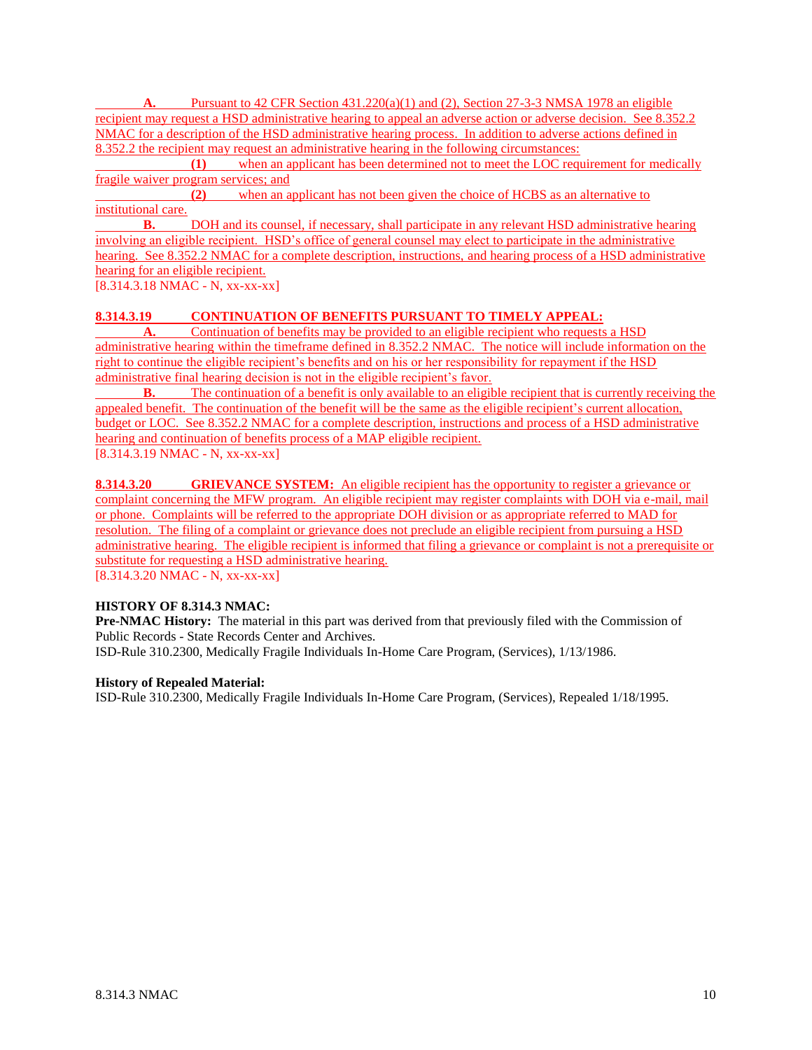**A.** Pursuant to 42 CFR Section 431.220(a)(1) and (2), Section 27-3-3 NMSA 1978 an eligible recipient may request a HSD administrative hearing to appeal an adverse action or adverse decision. See 8.352.2 NMAC for a description of the HSD administrative hearing process. In addition to adverse actions defined in 8.352.2 the recipient may request an administrative hearing in the following circumstances:

**(1)** when an applicant has been determined not to meet the LOC requirement for medically fragile waiver program services; and

**(2)** when an applicant has not been given the choice of HCBS as an alternative to institutional care.

**B.** DOH and its counsel, if necessary, shall participate in any relevant HSD administrative hearing involving an eligible recipient. HSD's office of general counsel may elect to participate in the administrative hearing. See 8.352.2 NMAC for a complete description, instructions, and hearing process of a HSD administrative hearing for an eligible recipient.

[8.314.3.18 NMAC - N, xx-xx-xx]

**8.314.3.19 CONTINUATION OF BENEFITS PURSUANT TO TIMELY APPEAL:**

**A.** Continuation of benefits may be provided to an eligible recipient who requests a HSD administrative hearing within the timeframe defined in 8.352.2 NMAC. The notice will include information on the right to continue the eligible recipient's benefits and on his or her responsibility for repayment if the HSD administrative final hearing decision is not in the eligible recipient's favor.

**B.** The continuation of a benefit is only available to an eligible recipient that is currently receiving the appealed benefit. The continuation of the benefit will be the same as the eligible recipient's current allocation, budget or LOC. See 8.352.2 NMAC for a complete description, instructions and process of a HSD administrative hearing and continuation of benefits process of a MAP eligible recipient.

[8.314.3.19 NMAC - N, xx-xx-xx]

**8.314.3.20 GRIEVANCE SYSTEM:** An eligible recipient has the opportunity to register a grievance or complaint concerning the MFW program. An eligible recipient may register complaints with DOH via e-mail, mail or phone. Complaints will be referred to the appropriate DOH division or as appropriate referred to MAD for resolution. The filing of a complaint or grievance does not preclude an eligible recipient from pursuing a HSD administrative hearing. The eligible recipient is informed that filing a grievance or complaint is not a prerequisite or substitute for requesting a HSD administrative hearing.

[8.314.3.20 NMAC - N, xx-xx-xx]

**HISTORY OF 8.314.3 NMAC:**

**Pre-NMAC History:** The material in this part was derived from that previously filed with the Commission of Public Records - State Records Center and Archives.

ISD-Rule 310.2300, Medically Fragile Individuals In-Home Care Program, (Services), 1/13/1986.

**History of Repealed Material:**

ISD-Rule 310.2300, Medically Fragile Individuals In-Home Care Program, (Services), Repealed 1/18/1995.